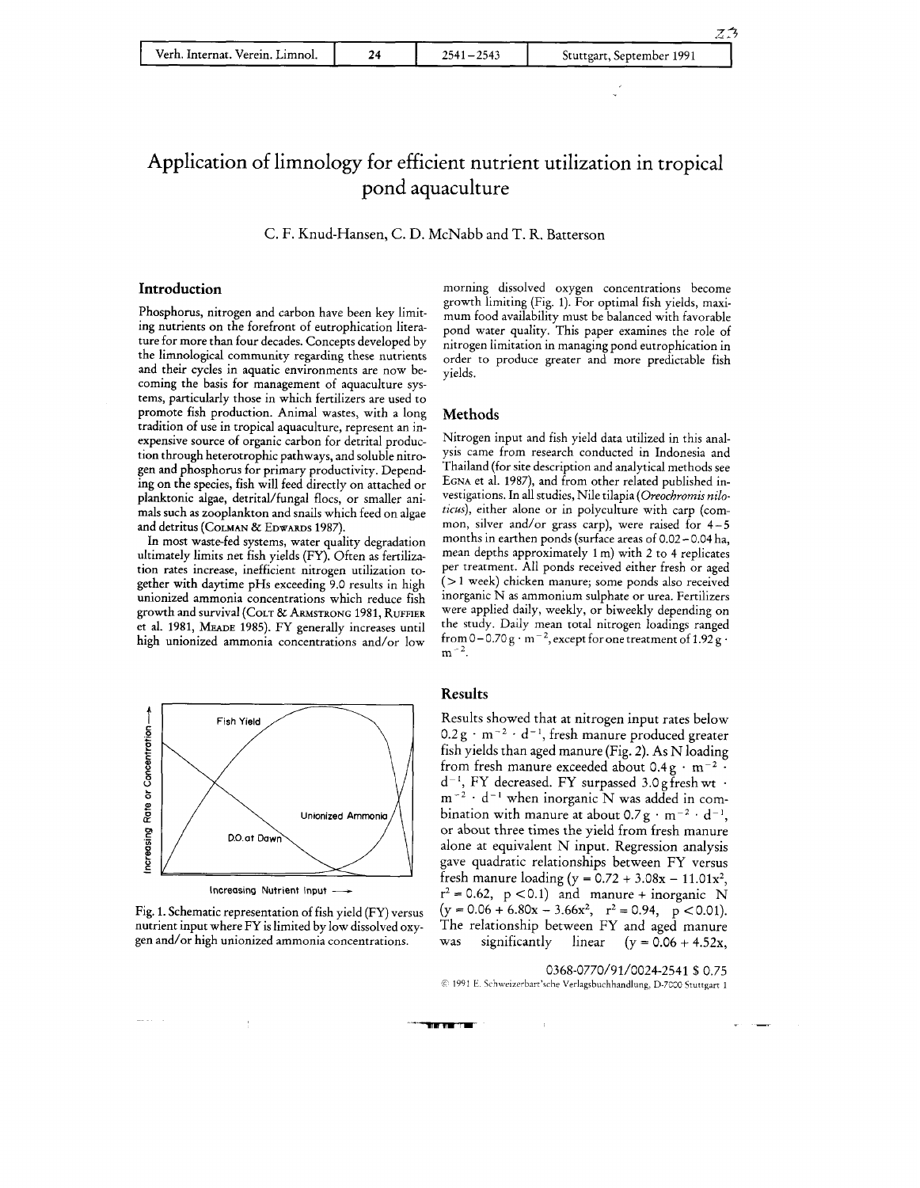# Application of limnology for efficient nutrient utilization in tropical pond aquaculture

C. F. Knud-Hansen, C. D. McNabb and T. R. Batterson

## Introduction

Phosphorus, nitrogen and carbon have been key limiting nutrients on the forefront of eutrophication literature for more than four decades. Concepts developed by the limnological community regarding these nutrients and their cycles in aquatic environments are now becoming the basis for management of aquaculture systems, particularly those in which fertilizers are used to promote fish production. Animal wastes, with a long tradition of use in tropical aquaculture, represent an inexpensive source of organic carbon for detrital production through heterotrophic pathways, and soluble nitrogen and phosphorus for primary productivity. Depending on the species, fish will feed directly on attached or planktonic algae, detrital/fungal flocs, or smaller animals such as zooplankton and snails which feed on algae and detritus (Colman & Edwards 1987).

In most waste-fed systems, water quality degradation ultimately limits net fish yields (FY). Often as fertilization rates increase, inefficient nitrogen utilization together with daytime pHs exceeding 9.0 results in high unionized ammonia concentrations which reduce fish growth and survival (Colt & Armstrong 1981, Ruffier et al. 1981, Meade 1985). FY generally increases until high unionized ammonia concentrations and/or low morning dissolved oxygen concentrations become growth limiting (Fig. 1). For optimal fish yields, maximum food availability must be balanced with favorable pond water quality. This paper examines the role of nitrogen limitation in managing pond eutrophication in order to produce greater and more predictable fish yields.

Fig. 1. Schematic representation of fish yield (FY) versus nutrient input where FY is limited by low dissolved oxygen and/or high unionized ammonia concentrations.

## Methods

Nitrogen input and fish yield data utilized in this analysis came from research conducted in Indonesia and Thailand (for site description and analytical methods see Egna et al. 1987), and from other related published investigations. In all studies, Nile tilapia (*Oreochromis niloticus*), either alone or in polyculture with carp (common, silver and/or grass carp), were raised for 4–5 months in earthen ponds (surface areas of 0.02–0.04 ha, mean depths approximately 1 m) with 2 to 4 replicates per treatment. All ponds received either fresh or aged (> 1 week) chicken manure; some ponds also received inorganic N as ammonium sulphate or urea. Fertilizers were applied daily, weekly, or biweekly depending on the study. Daily mean total nitrogen loadings ranged from 0–0.70 $g \cdot m^{-2}$, except for one treatment of 1.92 $g \cdot m^{-2}$.

## Results

Results showed that at nitrogen input rates below 0.2 $g \cdot m^{-2} \cdot d^{-1}$, fresh manure produced greater fish yields than aged manure (Fig. 2). As N loading from fresh manure exceeded about 0.4 $g \cdot m^{-2} \cdot d^{-1}$, FY decreased. FY surpassed 3.0 g fresh wt $\cdot m^{-2} \cdot d^{-1}$ when inorganic N was added in combination with manure at about 0.7 $g \cdot m^{-2} \cdot d^{-1}$, or about three times the yield from fresh manure alone at equivalent N input. Regression analysis gave quadratic relationships between FY versus fresh manure loading ($y = 0.72 + 3.08x - 11.01x^2$, $r^2 = 0.62$, $p < 0.1$) and manure + inorganic N ($y = 0.06 + 6.80x - 3.66x^2$, $r^2 = 0.94$, $p < 0.01$). The relationship between FY and aged manure was significantly linear ($y = 0.06 + 4.52x$,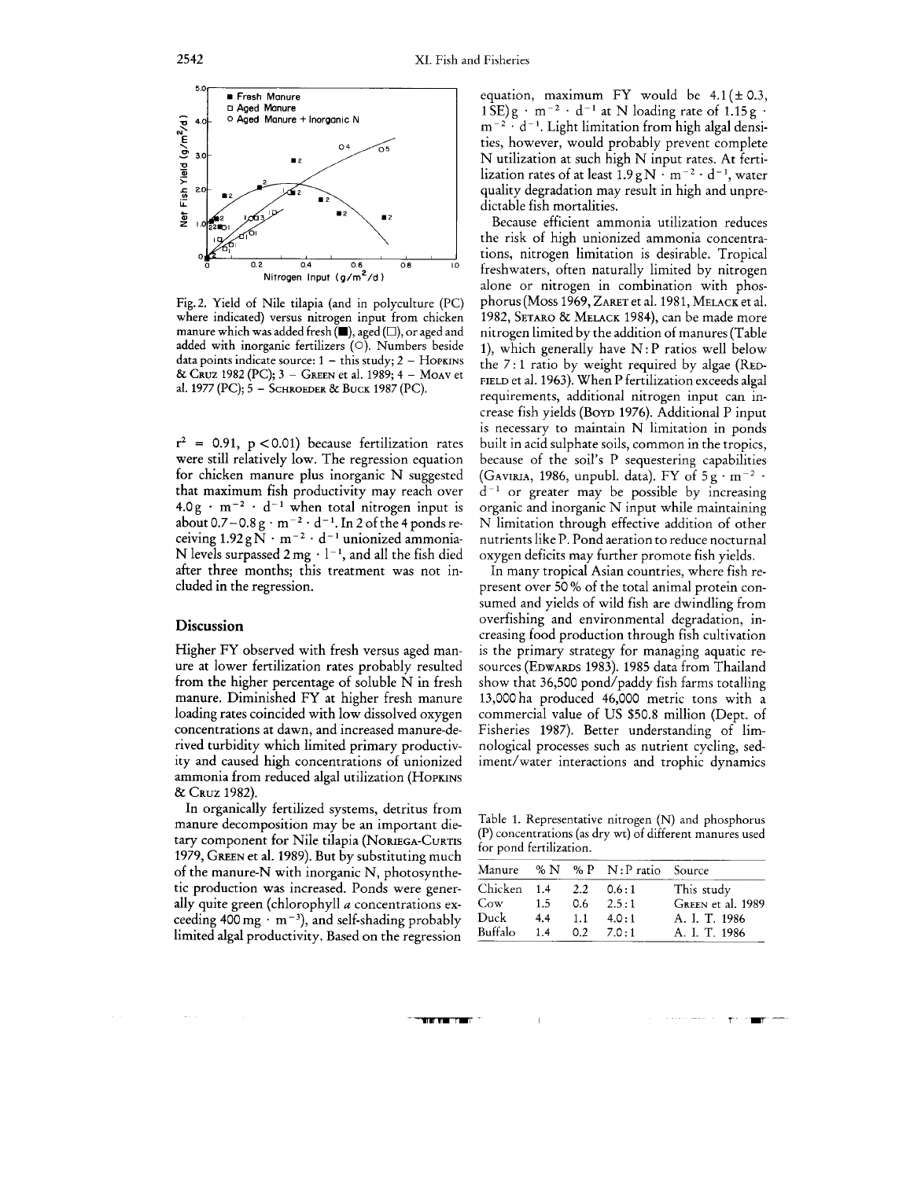Fig. 2. Yield of Nile tilapia (and in polyculture (PC) where indicated) versus nitrogen input from chicken manure which was added fresh (■), aged (□), or aged and added with inorganic fertilizers (○). Numbers beside data points indicate source: 1 – this study; 2 – HOPKINS & CRUZ 1982 (PC); 3 – GREEN et al. 1989; 4 – MOAV et al. 1977 (PC); 5 – SCHROEDER & BUCK 1987 (PC).

$r^2 = 0.91$, $p < 0.01$) because fertilization rates were still relatively low. The regression equation for chicken manure plus inorganic N suggested that maximum fish productivity may reach over $4.0\,g \cdot m^{-2} \cdot d^{-1}$ when total nitrogen input is about $0.7-0.8\,g \cdot m^{-2} \cdot d^{-1}$. In 2 of the 4 ponds receiving $1.92\,g\,N \cdot m^{-2} \cdot d^{-1}$ unionized ammonia-N levels surpassed $2\,mg \cdot l^{-1}$, and all the fish died after three months; this treatment was not included in the regression.

## Discussion

Higher FY observed with fresh versus aged manure at lower fertilization rates probably resulted from the higher percentage of soluble N in fresh manure. Diminished FY at higher fresh manure loading rates coincided with low dissolved oxygen concentrations at dawn, and increased manure-derived turbidity which limited primary productivity and caused high concentrations of unionized ammonia from reduced algal utilization (HOPKINS & CRUZ 1982).

In organically fertilized systems, detritus from manure decomposition may be an important dietary component for Nile tilapia (NORIEGA-CURTIS 1979, GREEN et al. 1989). But by substituting much of the manure-N with inorganic N, photosynthetic production was increased. Ponds were generally quite green (chlorophyll *a* concentrations exceeding $400\,mg \cdot m^{-3}$), and self-shading probably limited algal productivity. Based on the regression equation, maximum FY would be $4.1\,(\pm 0.3,\ 1\,SE)\,g \cdot m^{-2} \cdot d^{-1}$ at N loading rate of $1.15\,g \cdot m^{-2} \cdot d^{-1}$. Light limitation from high algal densities, however, would probably prevent complete N utilization at such high N input rates. At fertilization rates of at least $1.9\,g\,N \cdot m^{-2} \cdot d^{-1}$, water quality degradation may result in high and unpredictable fish mortalities.

Because efficient ammonia utilization reduces the risk of high unionized ammonia concentrations, nitrogen limitation is desirable. Tropical freshwaters, often naturally limited by nitrogen alone or nitrogen in combination with phosphorus (MOSS 1969, ZARET et al. 1981, MELACK et al. 1982, SETARO & MELACK 1984), can be made more nitrogen limited by the addition of manures (Table 1), which generally have N:P ratios well below the 7:1 ratio by weight required by algae (REDFIELD et al. 1963). When P fertilization exceeds algal requirements, additional nitrogen input can increase fish yields (BOYD 1976). Additional P input is necessary to maintain N limitation in ponds built in acid sulphate soils, common in the tropics, because of the soil's P sequestering capabilities (GAVIRIA, 1986, unpubl. data). FY of $5\,g \cdot m^{-2} \cdot d^{-1}$ or greater may be possible by increasing organic and inorganic N input while maintaining N limitation through effective addition of other nutrients like P. Pond aeration to reduce nocturnal oxygen deficits may further promote fish yields.

In many tropical Asian countries, where fish represent over 50 % of the total animal protein consumed and yields of wild fish are dwindling from overfishing and environmental degradation, increasing food production through fish cultivation is the primary strategy for managing aquatic resources (EDWARDS 1983). 1985 data from Thailand show that 36,500 pond/paddy fish farms totalling 13,000 ha produced 46,000 metric tons with a commercial value of US $50.8 million (Dept. of Fisheries 1987). Better understanding of limnological processes such as nutrient cycling, sediment/water interactions and trophic dynamics

Table 1. Representative nitrogen (N) and phosphorus (P) concentrations (as dry wt) of different manures used for pond fertilization.

| Manure | % N | % P | N:P ratio | Source |
|---|---|---|---|---|
| Chicken | 1.4 | 2.2 | 0.6:1 | This study |
| Cow | 1.5 | 0.6 | 2.5:1 | GREEN et al. 1989 |
| Duck | 4.4 | 1.1 | 4.0:1 | A. I. T. 1986 |
| Buffalo | 1.4 | 0.2 | 7.0:1 | A. I. T. 1986 |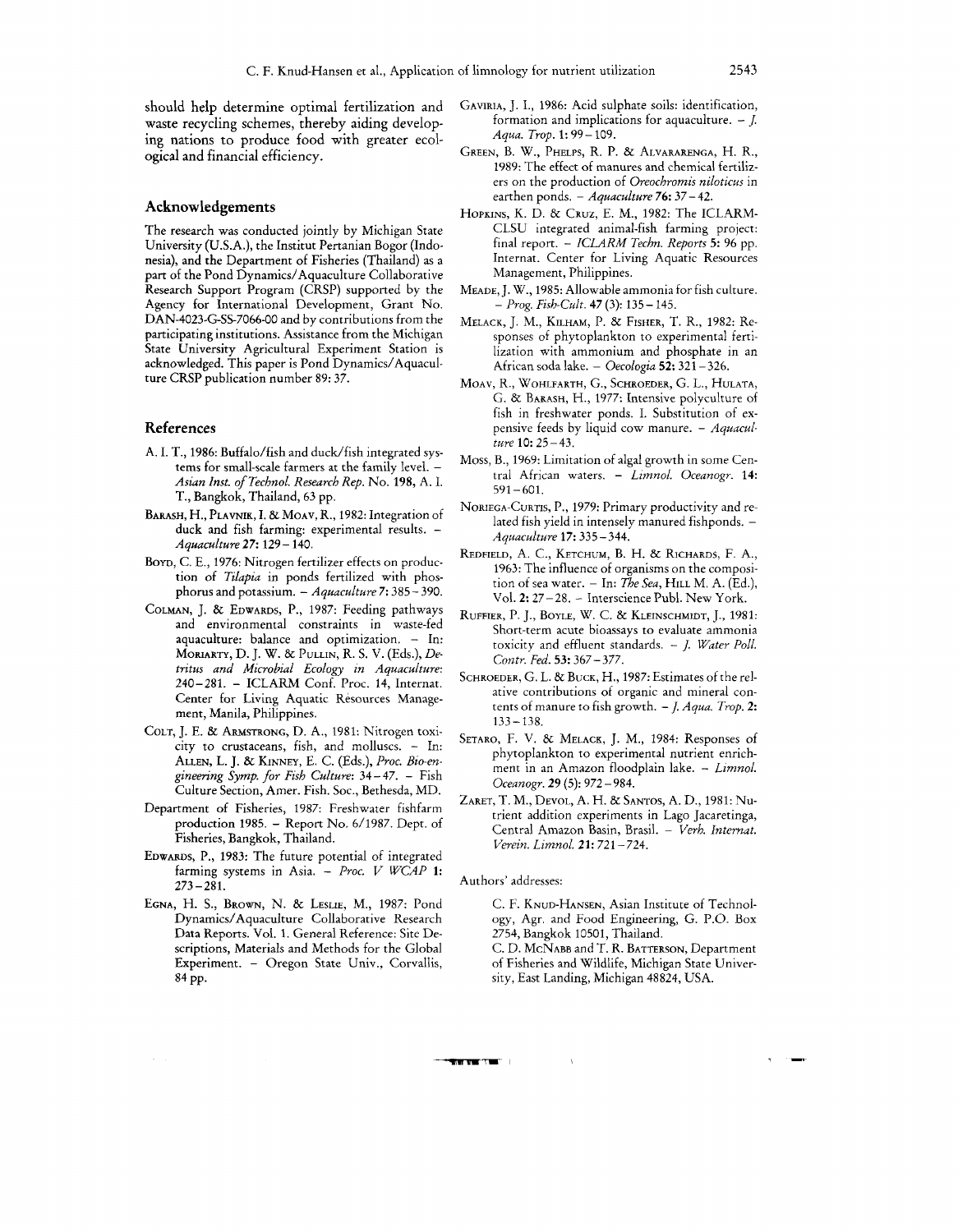should help determine optimal fertilization and waste recycling schemes, thereby aiding developing nations to produce food with greater ecological and financial efficiency.

## Acknowledgements

The research was conducted jointly by Michigan State University (U.S.A.), the Institut Pertanian Bogor (Indonesia), and the Department of Fisheries (Thailand) as a part of the Pond Dynamics/Aquaculture Collaborative Research Support Program (CRSP) supported by the Agency for International Development, Grant No. DAN-4023-G-SS-7066-00 and by contributions from the participating institutions. Assistance from the Michigan State University Agricultural Experiment Station is acknowledged. This paper is Pond Dynamics/Aquaculture CRSP publication number 89: 37.

## References

A. I. T., 1986: Buffalo/fish and duck/fish integrated systems for small-scale farmers at the family level. – *Asian Inst. of Technol. Research Rep.* No. **198**, A. I. T., Bangkok, Thailand, 63 pp.

Barash, H., Plavnik, I. & Moav, R., 1982: Integration of duck and fish farming: experimental results. – *Aquaculture* **27**: 129–140.

Boyd, C. E., 1976: Nitrogen fertilizer effects on production of *Tilapia* in ponds fertilized with phosphorus and potassium. – *Aquaculture* **7**: 385–390.

Colman, J. & Edwards, P., 1987: Feeding pathways and environmental constraints in waste-fed aquaculture: balance and optimization. – In: Moriarty, D. J. W. & Pullin, R. S. V. (Eds.), *Detritus and Microbial Ecology in Aquaculture*: 240–281. – ICLARM Conf. Proc. 14, Internat. Center for Living Aquatic Resources Management, Manila, Philippines.

Colt, J. E. & Armstrong, D. A., 1981: Nitrogen toxicity to crustaceans, fish, and molluscs. – In: Allen, L. J. & Kinney, E. C. (Eds.), *Proc. Bio-engineering Symp. for Fish Culture*: 34–47. – Fish Culture Section, Amer. Fish. Soc., Bethesda, MD.

Department of Fisheries, 1987: Freshwater fishfarm production 1985. – Report No. 6/1987. Dept. of Fisheries, Bangkok, Thailand.

Edwards, P., 1983: The future potential of integrated farming systems in Asia. – *Proc. V WCAP* **1**: 273–281.

Egna, H. S., Brown, N. & Leslie, M., 1987: Pond Dynamics/Aquaculture Collaborative Research Data Reports. Vol. 1. General Reference: Site Descriptions, Materials and Methods for the Global Experiment. – Oregon State Univ., Corvallis, 84 pp.

Gaviria, J. I., 1986: Acid sulphate soils: identification, formation and implications for aquaculture. – *J. Aqua. Trop.* **1**: 99–109.

Green, B. W., Phelps, R. P. & Alvararenga, H. R., 1989: The effect of manures and chemical fertilizers on the production of *Oreochromis niloticus* in earthen ponds. – *Aquaculture* **76**: 37–42.

Hopkins, K. D. & Cruz, E. M., 1982: The ICLARM-CLSU integrated animal-fish farming project: final report. – *ICLARM Techn. Reports* **5**: 96 pp. Internat. Center for Living Aquatic Resources Management, Philippines.

Meade, J. W., 1985: Allowable ammonia for fish culture. – *Prog. Fish-Cult.* **47** (3): 135–145.

Melack, J. M., Kilham, P. & Fisher, T. R., 1982: Responses of phytoplankton to experimental fertilization with ammonium and phosphate in an African soda lake. – *Oecologia* **52**: 321–326.

Moav, R., Wohlfarth, G., Schroeder, G. L., Hulata, G. & Barash, H., 1977: Intensive polyculture of fish in freshwater ponds. I. Substitution of expensive feeds by liquid cow manure. – *Aquaculture* **10**: 25–43.

Moss, B., 1969: Limitation of algal growth in some Central African waters. – *Limnol. Oceanogr.* **14**: 591–601.

Noriega-Curtis, P., 1979: Primary productivity and related fish yield in intensely manured fishponds. – *Aquaculture* **17**: 335–344.

Redfield, A. C., Ketchum, B. H. & Richards, F. A., 1963: The influence of organisms on the composition of sea water. – In: *The Sea*, Hill M. A. (Ed.), Vol. **2**: 27–28. – Interscience Publ. New York.

Ruffier, P. J., Boyle, W. C. & Kleinschmidt, J., 1981: Short-term acute bioassays to evaluate ammonia toxicity and effluent standards. – *J. Water Poll. Contr. Fed.* **53**: 367–377.

Schroeder, G. L. & Buck, H., 1987: Estimates of the relative contributions of organic and mineral contents of manure to fish growth. – *J. Aqua. Trop.* **2**: 133–138.

Setaro, F. V. & Melack, J. M., 1984: Responses of phytoplankton to experimental nutrient enrichment in an Amazon floodplain lake. – *Limnol. Oceanogr.* **29** (5): 972–984.

Zaret, T. M., Devol, A. H. & Santos, A. D., 1981: Nutrient addition experiments in Lago Jacaretinga, Central Amazon Basin, Brasil. – *Verh. Internat. Verein. Limnol.* **21**: 721–724.

Authors' addresses:

C. F. Knud-Hansen, Asian Institute of Technology, Agr. and Food Engineering, G. P.O. Box 2754, Bangkok 10501, Thailand.

C. D. McNabb and T. R. Batterson, Department of Fisheries and Wildlife, Michigan State University, East Landing, Michigan 48824, USA.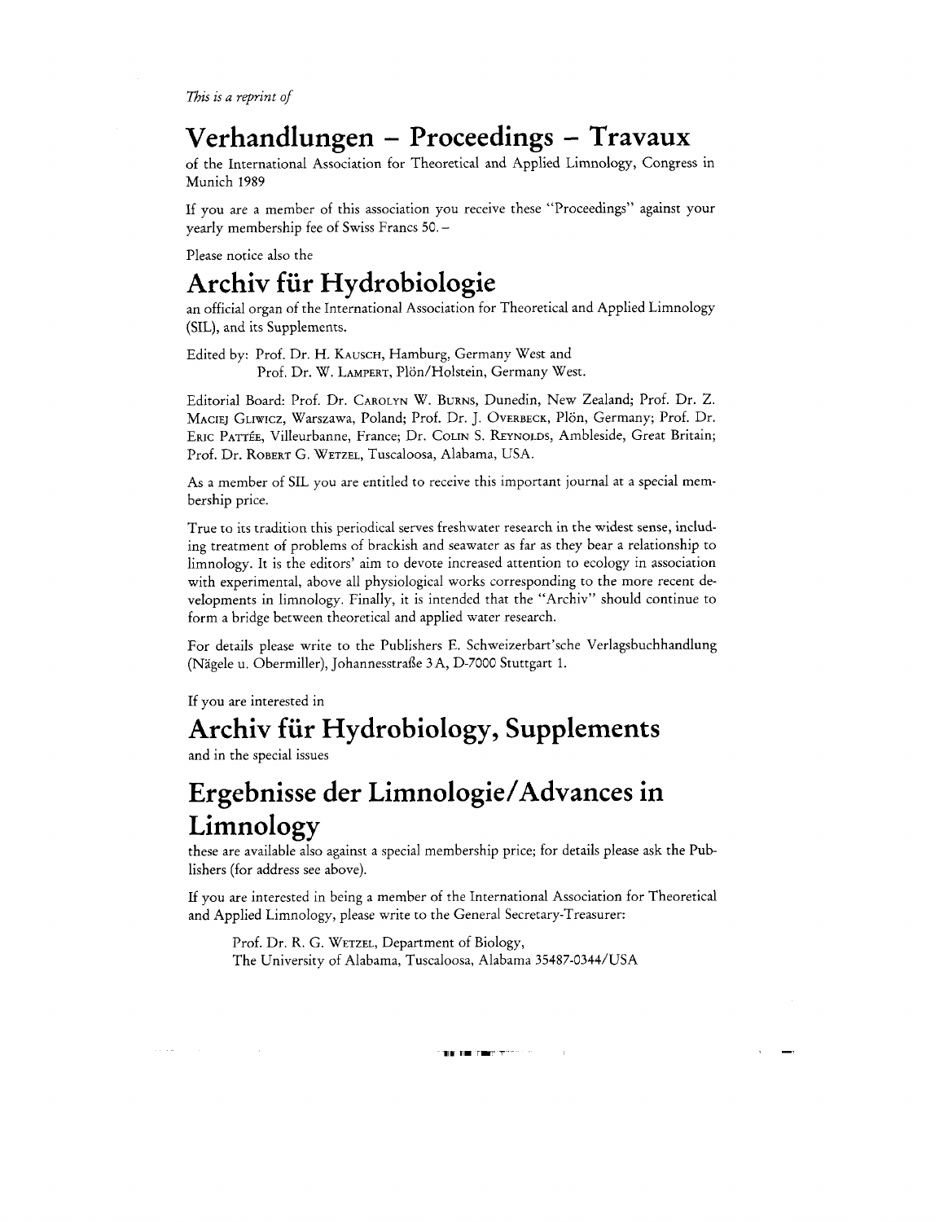*This is a reprint of*

# Verhandlungen – Proceedings – Travaux

of the International Association for Theoretical and Applied Limnology, Congress in Munich 1989

If you are a member of this association you receive these "Proceedings" against your yearly membership fee of Swiss Francs 50.–

Please notice also the

# Archiv für Hydrobiologie

an official organ of the International Association for Theoretical and Applied Limnology (SIL), and its Supplements.

Edited by: Prof. Dr. H. Kausch, Hamburg, Germany West and
Prof. Dr. W. Lampert, Plön/Holstein, Germany West.

Editorial Board: Prof. Dr. Carolyn W. Burns, Dunedin, New Zealand; Prof. Dr. Z. Maciej Gliwicz, Warszawa, Poland; Prof. Dr. J. Overbeck, Plön, Germany; Prof. Dr. Eric Pattée, Villeurbanne, France; Dr. Colin S. Reynolds, Ambleside, Great Britain; Prof. Dr. Robert G. Wetzel, Tuscaloosa, Alabama, USA.

As a member of SIL you are entitled to receive this important journal at a special membership price.

True to its tradition this periodical serves freshwater research in the widest sense, including treatment of problems of brackish and seawater as far as they bear a relationship to limnology. It is the editors' aim to devote increased attention to ecology in association with experimental, above all physiological works corresponding to the more recent developments in limnology. Finally, it is intended that the "Archiv" should continue to form a bridge between theoretical and applied water research.

For details please write to the Publishers E. Schweizerbart'sche Verlagsbuchhandlung (Nägele u. Obermiller), Johannesstraße 3A, D-7000 Stuttgart 1.

If you are interested in

# Archiv für Hydrobiology, Supplements

and in the special issues

# Ergebnisse der Limnologie/Advances in Limnology

these are available also against a special membership price; for details please ask the Publishers (for address see above).

If you are interested in being a member of the International Association for Theoretical and Applied Limnology, please write to the General Secretary-Treasurer:

Prof. Dr. R. G. Wetzel, Department of Biology,
The University of Alabama, Tuscaloosa, Alabama 35487-0344/USA